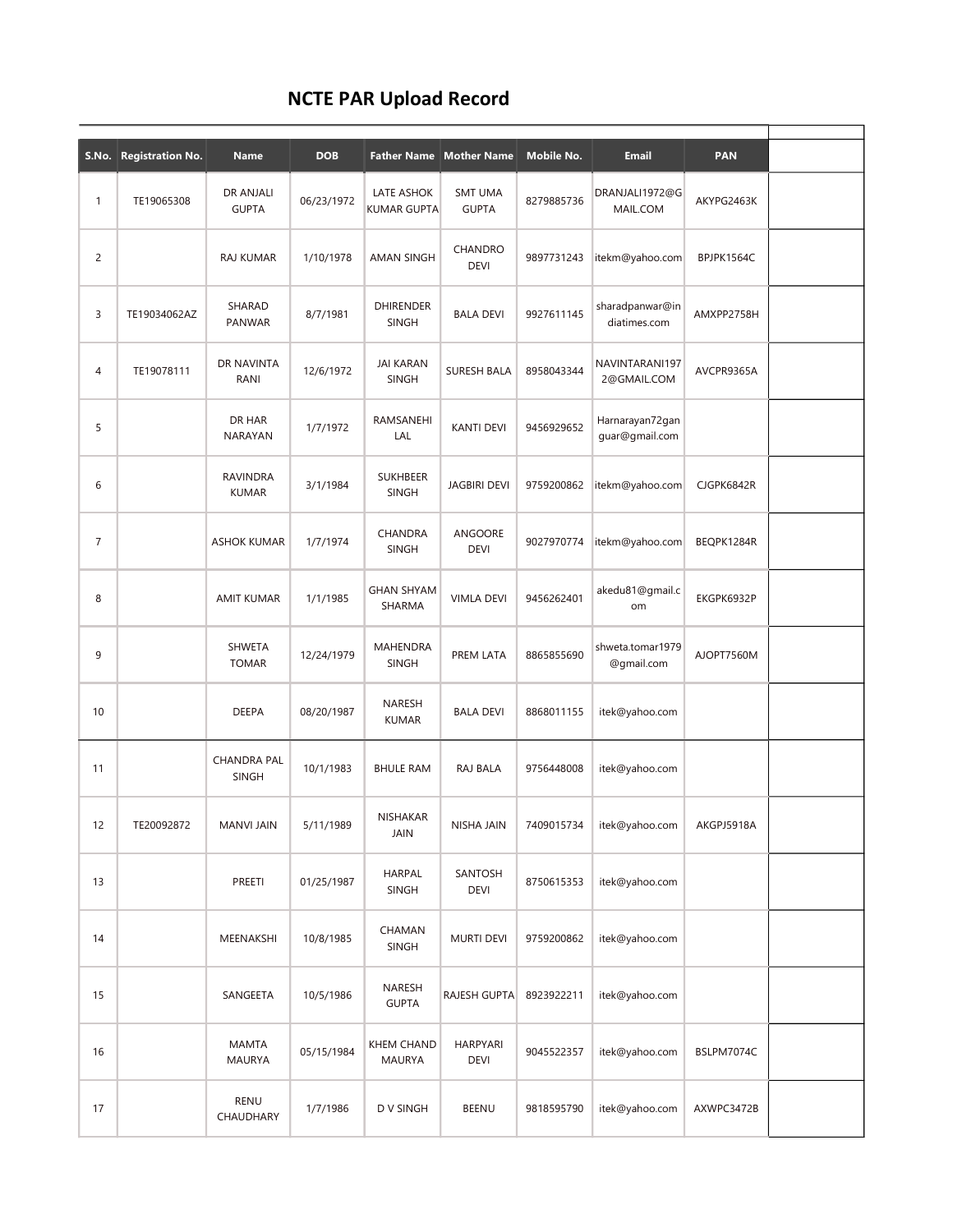# NCTE PAR Upload Record

| S.No. | Registration No. | Name | DOB | Father Name | Mother Name | Mobile No. | Email | PAN | |
|---|---|---|---|---|---|---|---|---|---|
| 1 | TE19065308 | DR ANJALI GUPTA | 06/23/1972 | LATE ASHOK KUMAR GUPTA | SMT UMA GUPTA | 8279885736 | DRANJALI1972@GMAIL.COM | AKYPG2463K | |
| 2 | | RAJ KUMAR | 1/10/1978 | AMAN SINGH | CHANDRO DEVI | 9897731243 | itekm@yahoo.com | BPJPK1564C | |
| 3 | TE19034062AZ | SHARAD PANWAR | 8/7/1981 | DHIRENDER SINGH | BALA DEVI | 9927611145 | sharadpanwar@indiatimes.com | AMXPP2758H | |
| 4 | TE19078111 | DR NAVINTA RANI | 12/6/1972 | JAI KARAN SINGH | SURESH BALA | 8958043344 | NAVINTARANI1972@GMAIL.COM | AVCPR9365A | |
| 5 | | DR HAR NARAYAN | 1/7/1972 | RAMSANEHI LAL | KANTI DEVI | 9456929652 | Harnarayan72ganguar@gmail.com | | |
| 6 | | RAVINDRA KUMAR | 3/1/1984 | SUKHBEER SINGH | JAGBIRI DEVI | 9759200862 | itekm@yahoo.com | CJGPK6842R | |
| 7 | | ASHOK KUMAR | 1/7/1974 | CHANDRA SINGH | ANGOORE DEVI | 9027970774 | itekm@yahoo.com | BEQPK1284R | |
| 8 | | AMIT KUMAR | 1/1/1985 | GHAN SHYAM SHARMA | VIMLA DEVI | 9456262401 | akedu81@gmail.com | EKGPK6932P | |
| 9 | | SHWETA TOMAR | 12/24/1979 | MAHENDRA SINGH | PREM LATA | 8865855690 | shweta.tomar1979@gmail.com | AJOPT7560M | |
| 10 | | DEEPA | 08/20/1987 | NARESH KUMAR | BALA DEVI | 8868011155 | itek@yahoo.com | | |
| 11 | | CHANDRA PAL SINGH | 10/1/1983 | BHULE RAM | RAJ BALA | 9756448008 | itek@yahoo.com | | |
| 12 | TE20092872 | MANVI JAIN | 5/11/1989 | NISHAKAR JAIN | NISHA JAIN | 7409015734 | itek@yahoo.com | AKGPJ5918A | |
| 13 | | PREETI | 01/25/1987 | HARPAL SINGH | SANTOSH DEVI | 8750615353 | itek@yahoo.com | | |
| 14 | | MEENAKSHI | 10/8/1985 | CHAMAN SINGH | MURTI DEVI | 9759200862 | itek@yahoo.com | | |
| 15 | | SANGEETA | 10/5/1986 | NARESH GUPTA | RAJESH GUPTA | 8923922211 | itek@yahoo.com | | |
| 16 | | MAMTA MAURYA | 05/15/1984 | KHEM CHAND MAURYA | HARPYARI DEVI | 9045522357 | itek@yahoo.com | BSLPM7074C | |
| 17 | | RENU CHAUDHARY | 1/7/1986 | D V SINGH | BEENU | 9818595790 | itek@yahoo.com | AXWPC3472B | |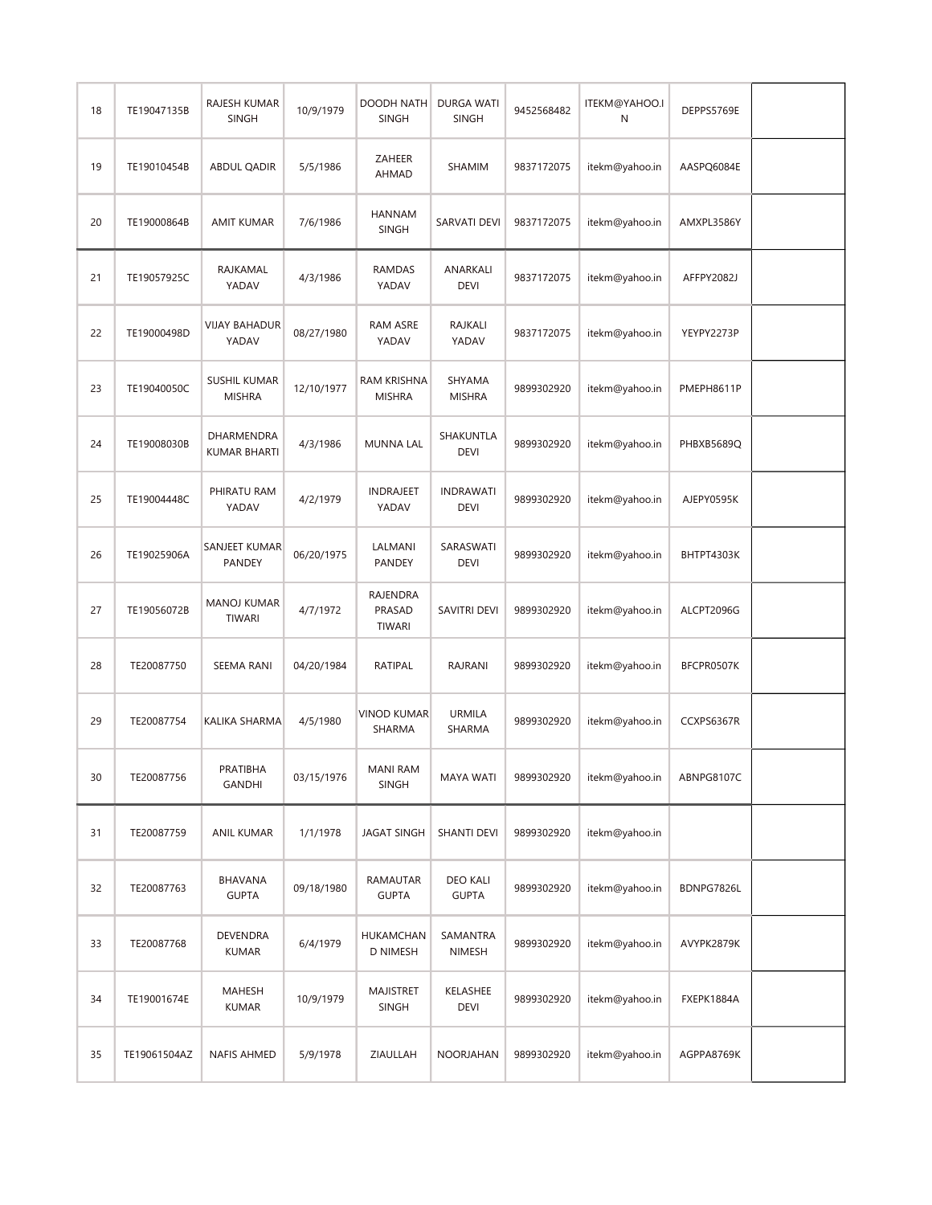| | | | | | | | | | |
|---|---|---|---|---|---|---|---|---|---|
| 18 | TE19047135B | RAJESH KUMAR SINGH | 10/9/1979 | DOODH NATH SINGH | DURGA WATI SINGH | 9452568482 | ITEKM@YAHOO.IN | DEPPS5769E | |
| 19 | TE19010454B | ABDUL QADIR | 5/5/1986 | ZAHEER AHMAD | SHAMIM | 9837172075 | itekm@yahoo.in | AASPQ6084E | |
| 20 | TE19000864B | AMIT KUMAR | 7/6/1986 | HANNAM SINGH | SARVATI DEVI | 9837172075 | itekm@yahoo.in | AMXPL3586Y | |
| 21 | TE19057925C | RAJKAMAL YADAV | 4/3/1986 | RAMDAS YADAV | ANARKALI DEVI | 9837172075 | itekm@yahoo.in | AFFPY2082J | |
| 22 | TE19000498D | VIJAY BAHADUR YADAV | 08/27/1980 | RAM ASRE YADAV | RAJKALI YADAV | 9837172075 | itekm@yahoo.in | YEYPY2273P | |
| 23 | TE19040050C | SUSHIL KUMAR MISHRA | 12/10/1977 | RAM KRISHNA MISHRA | SHYAMA MISHRA | 9899302920 | itekm@yahoo.in | PMEPH8611P | |
| 24 | TE19008030B | DHARMENDRA KUMAR BHARTI | 4/3/1986 | MUNNA LAL | SHAKUNTLA DEVI | 9899302920 | itekm@yahoo.in | PHBXB5689Q | |
| 25 | TE19004448C | PHIRATU RAM YADAV | 4/2/1979 | INDRAJEET YADAV | INDRAWATI DEVI | 9899302920 | itekm@yahoo.in | AJEPY0595K | |
| 26 | TE19025906A | SANJEET KUMAR PANDEY | 06/20/1975 | LALMANI PANDEY | SARASWATI DEVI | 9899302920 | itekm@yahoo.in | BHTPT4303K | |
| 27 | TE19056072B | MANOJ KUMAR TIWARI | 4/7/1972 | RAJENDRA PRASAD TIWARI | SAVITRI DEVI | 9899302920 | itekm@yahoo.in | ALCPT2096G | |
| 28 | TE20087750 | SEEMA RANI | 04/20/1984 | RATIPAL | RAJRANI | 9899302920 | itekm@yahoo.in | BFCPR0507K | |
| 29 | TE20087754 | KALIKA SHARMA | 4/5/1980 | VINOD KUMAR SHARMA | URMILA SHARMA | 9899302920 | itekm@yahoo.in | CCXPS6367R | |
| 30 | TE20087756 | PRATIBHA GANDHI | 03/15/1976 | MANI RAM SINGH | MAYA WATI | 9899302920 | itekm@yahoo.in | ABNPG8107C | |
| 31 | TE20087759 | ANIL KUMAR | 1/1/1978 | JAGAT SINGH | SHANTI DEVI | 9899302920 | itekm@yahoo.in | | |
| 32 | TE20087763 | BHAVANA GUPTA | 09/18/1980 | RAMAUTAR GUPTA | DEO KALI GUPTA | 9899302920 | itekm@yahoo.in | BDNPG7826L | |
| 33 | TE20087768 | DEVENDRA KUMAR | 6/4/1979 | HUKAMCHAND NIMESH | SAMANTRA NIMESH | 9899302920 | itekm@yahoo.in | AVYPK2879K | |
| 34 | TE19001674E | MAHESH KUMAR | 10/9/1979 | MAJISTRET SINGH | KELASHEE DEVI | 9899302920 | itekm@yahoo.in | FXEPK1884A | |
| 35 | TE19061504AZ | NAFIS AHMED | 5/9/1978 | ZIAULLAH | NOORJAHAN | 9899302920 | itekm@yahoo.in | AGPPA8769K | |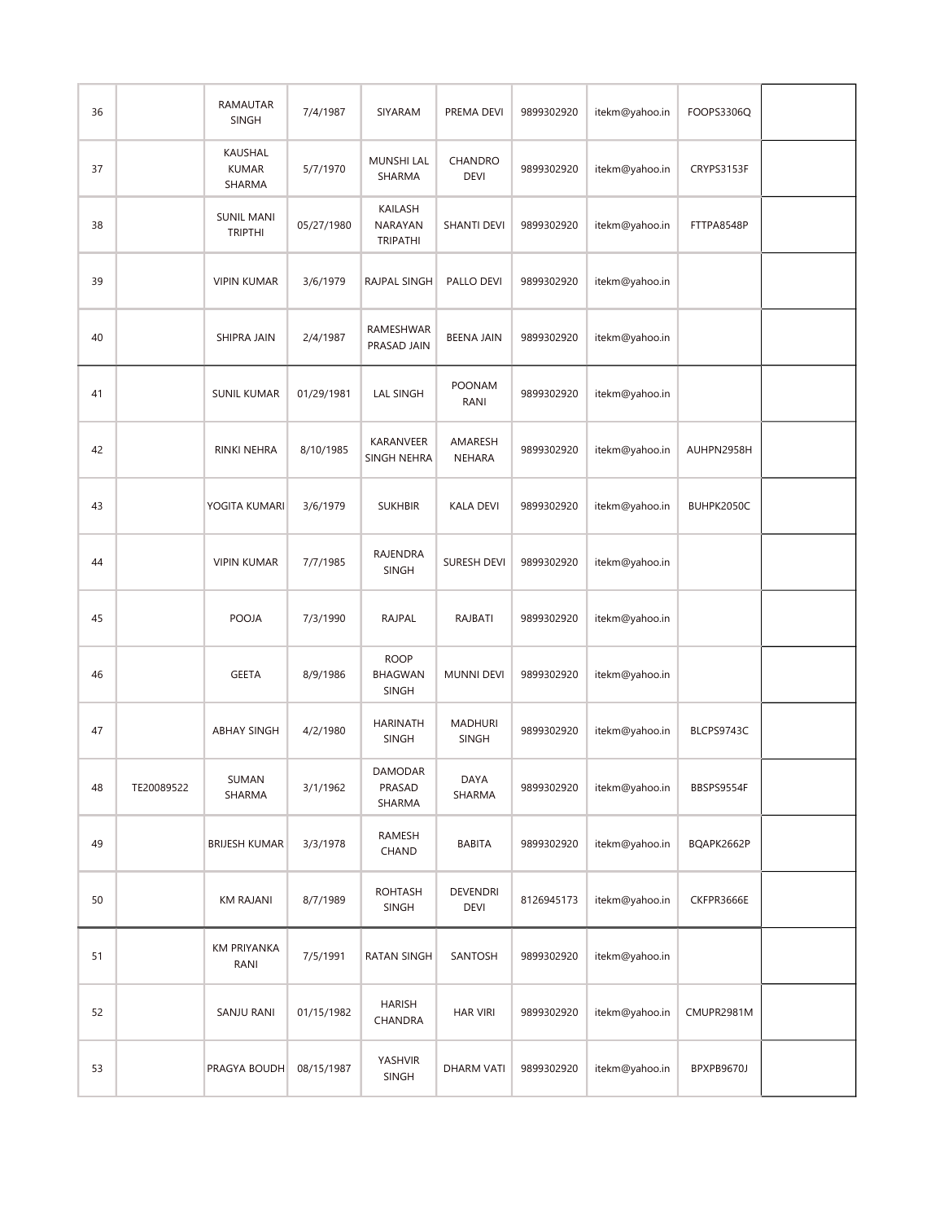| | | | | | | | | | |
|---|---|---|---|---|---|---|---|---|---|
| 36 | | RAMAUTAR SINGH | 7/4/1987 | SIYARAM | PREMA DEVI | 9899302920 | itekm@yahoo.in | FOOPS3306Q | |
| 37 | | KAUSHAL KUMAR SHARMA | 5/7/1970 | MUNSHI LAL SHARMA | CHANDRO DEVI | 9899302920 | itekm@yahoo.in | CRYPS3153F | |
| 38 | | SUNIL MANI TRIPTHI | 05/27/1980 | KAILASH NARAYAN TRIPATHI | SHANTI DEVI | 9899302920 | itekm@yahoo.in | FTTPA8548P | |
| 39 | | VIPIN KUMAR | 3/6/1979 | RAJPAL SINGH | PALLO DEVI | 9899302920 | itekm@yahoo.in | | |
| 40 | | SHIPRA JAIN | 2/4/1987 | RAMESHWAR PRASAD JAIN | BEENA JAIN | 9899302920 | itekm@yahoo.in | | |
| 41 | | SUNIL KUMAR | 01/29/1981 | LAL SINGH | POONAM RANI | 9899302920 | itekm@yahoo.in | | |
| 42 | | RINKI NEHRA | 8/10/1985 | KARANVEER SINGH NEHRA | AMARESH NEHARA | 9899302920 | itekm@yahoo.in | AUHPN2958H | |
| 43 | | YOGITA KUMARI | 3/6/1979 | SUKHBIR | KALA DEVI | 9899302920 | itekm@yahoo.in | BUHPK2050C | |
| 44 | | VIPIN KUMAR | 7/7/1985 | RAJENDRA SINGH | SURESH DEVI | 9899302920 | itekm@yahoo.in | | |
| 45 | | POOJA | 7/3/1990 | RAJPAL | RAJBATI | 9899302920 | itekm@yahoo.in | | |
| 46 | | GEETA | 8/9/1986 | ROOP BHAGWAN SINGH | MUNNI DEVI | 9899302920 | itekm@yahoo.in | | |
| 47 | | ABHAY SINGH | 4/2/1980 | HARINATH SINGH | MADHURI SINGH | 9899302920 | itekm@yahoo.in | BLCPS9743C | |
| 48 | TE20089522 | SUMAN SHARMA | 3/1/1962 | DAMODAR PRASAD SHARMA | DAYA SHARMA | 9899302920 | itekm@yahoo.in | BBSPS9554F | |
| 49 | | BRIJESH KUMAR | 3/3/1978 | RAMESH CHAND | BABITA | 9899302920 | itekm@yahoo.in | BQAPK2662P | |
| 50 | | KM RAJANI | 8/7/1989 | ROHTASH SINGH | DEVENDRI DEVI | 8126945173 | itekm@yahoo.in | CKFPR3666E | |
| 51 | | KM PRIYANKA RANI | 7/5/1991 | RATAN SINGH | SANTOSH | 9899302920 | itekm@yahoo.in | | |
| 52 | | SANJU RANI | 01/15/1982 | HARISH CHANDRA | HAR VIRI | 9899302920 | itekm@yahoo.in | CMUPR2981M | |
| 53 | | PRAGYA BOUDH | 08/15/1987 | YASHVIR SINGH | DHARM VATI | 9899302920 | itekm@yahoo.in | BPXPB9670J | |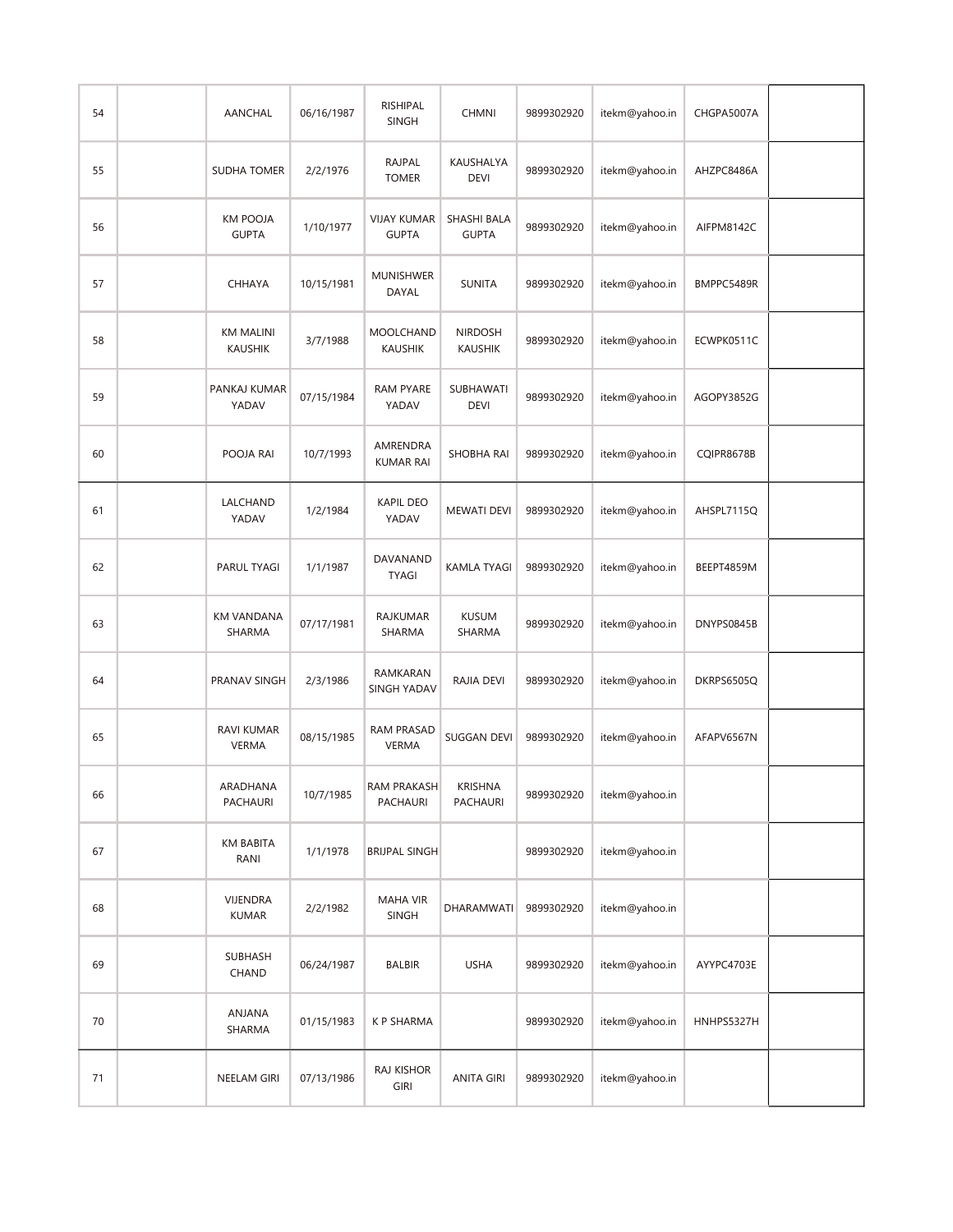| 54 | | AANCHAL | 06/16/1987 | RISHIPAL SINGH | CHMNI | 9899302920 | itekm@yahoo.in | CHGPA5007A | |
|---|---|---|---|---|---|---|---|---|---|
| 55 | | SUDHA TOMER | 2/2/1976 | RAJPAL TOMER | KAUSHALYA DEVI | 9899302920 | itekm@yahoo.in | AHZPC8486A | |
| 56 | | KM POOJA GUPTA | 1/10/1977 | VIJAY KUMAR GUPTA | SHASHI BALA GUPTA | 9899302920 | itekm@yahoo.in | AIFPM8142C | |
| 57 | | CHHAYA | 10/15/1981 | MUNISHWER DAYAL | SUNITA | 9899302920 | itekm@yahoo.in | BMPPC5489R | |
| 58 | | KM MALINI KAUSHIK | 3/7/1988 | MOOLCHAND KAUSHIK | NIRDOSH KAUSHIK | 9899302920 | itekm@yahoo.in | ECWPK0511C | |
| 59 | | PANKAJ KUMAR YADAV | 07/15/1984 | RAM PYARE YADAV | SUBHAWATI DEVI | 9899302920 | itekm@yahoo.in | AGOPY3852G | |
| 60 | | POOJA RAI | 10/7/1993 | AMRENDRA KUMAR RAI | SHOBHA RAI | 9899302920 | itekm@yahoo.in | CQIPR8678B | |
| 61 | | LALCHAND YADAV | 1/2/1984 | KAPIL DEO YADAV | MEWATI DEVI | 9899302920 | itekm@yahoo.in | AHSPL7115Q | |
| 62 | | PARUL TYAGI | 1/1/1987 | DAVANAND TYAGI | KAMLA TYAGI | 9899302920 | itekm@yahoo.in | BEEPT4859M | |
| 63 | | KM VANDANA SHARMA | 07/17/1981 | RAJKUMAR SHARMA | KUSUM SHARMA | 9899302920 | itekm@yahoo.in | DNYPS0845B | |
| 64 | | PRANAV SINGH | 2/3/1986 | RAMKARAN SINGH YADAV | RAJIA DEVI | 9899302920 | itekm@yahoo.in | DKRPS6505Q | |
| 65 | | RAVI KUMAR VERMA | 08/15/1985 | RAM PRASAD VERMA | SUGGAN DEVI | 9899302920 | itekm@yahoo.in | AFAPV6567N | |
| 66 | | ARADHANA PACHAURI | 10/7/1985 | RAM PRAKASH PACHAURI | KRISHNA PACHAURI | 9899302920 | itekm@yahoo.in | | |
| 67 | | KM BABITA RANI | 1/1/1978 | BRIJPAL SINGH | | 9899302920 | itekm@yahoo.in | | |
| 68 | | VIJENDRA KUMAR | 2/2/1982 | MAHA VIR SINGH | DHARAMWATI | 9899302920 | itekm@yahoo.in | | |
| 69 | | SUBHASH CHAND | 06/24/1987 | BALBIR | USHA | 9899302920 | itekm@yahoo.in | AYYPC4703E | |
| 70 | | ANJANA SHARMA | 01/15/1983 | K P SHARMA | | 9899302920 | itekm@yahoo.in | HNHPS5327H | |
| 71 | | NEELAM GIRI | 07/13/1986 | RAJ KISHOR GIRI | ANITA GIRI | 9899302920 | itekm@yahoo.in | | |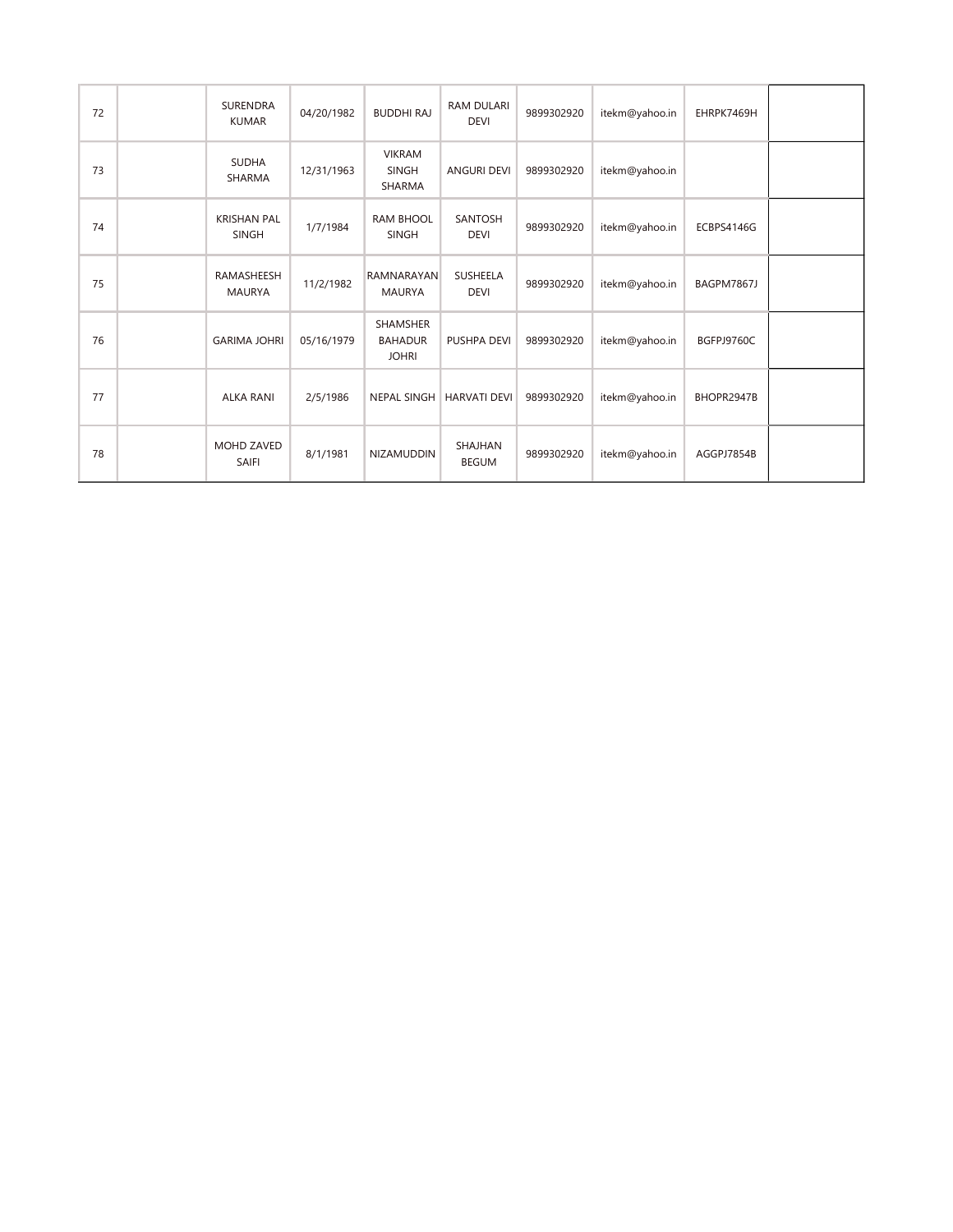| | | | | | | | | | |
|---|---|---|---|---|---|---|---|---|---|
| 72 | | SURENDRA KUMAR | 04/20/1982 | BUDDHI RAJ | RAM DULARI DEVI | 9899302920 | itekm@yahoo.in | EHRPK7469H | |
| 73 | | SUDHA SHARMA | 12/31/1963 | VIKRAM SINGH SHARMA | ANGURI DEVI | 9899302920 | itekm@yahoo.in | | |
| 74 | | KRISHAN PAL SINGH | 1/7/1984 | RAM BHOOL SINGH | SANTOSH DEVI | 9899302920 | itekm@yahoo.in | ECBPS4146G | |
| 75 | | RAMASHEESH MAURYA | 11/2/1982 | RAMNARAYAN MAURYA | SUSHEELA DEVI | 9899302920 | itekm@yahoo.in | BAGPM7867J | |
| 76 | | GARIMA JOHRI | 05/16/1979 | SHAMSHER BAHADUR JOHRI | PUSHPA DEVI | 9899302920 | itekm@yahoo.in | BGFPJ9760C | |
| 77 | | ALKA RANI | 2/5/1986 | NEPAL SINGH | HARVATI DEVI | 9899302920 | itekm@yahoo.in | BHOPR2947B | |
| 78 | | MOHD ZAVED SAIFI | 8/1/1981 | NIZAMUDDIN | SHAJHAN BEGUM | 9899302920 | itekm@yahoo.in | AGGPJ7854B | |